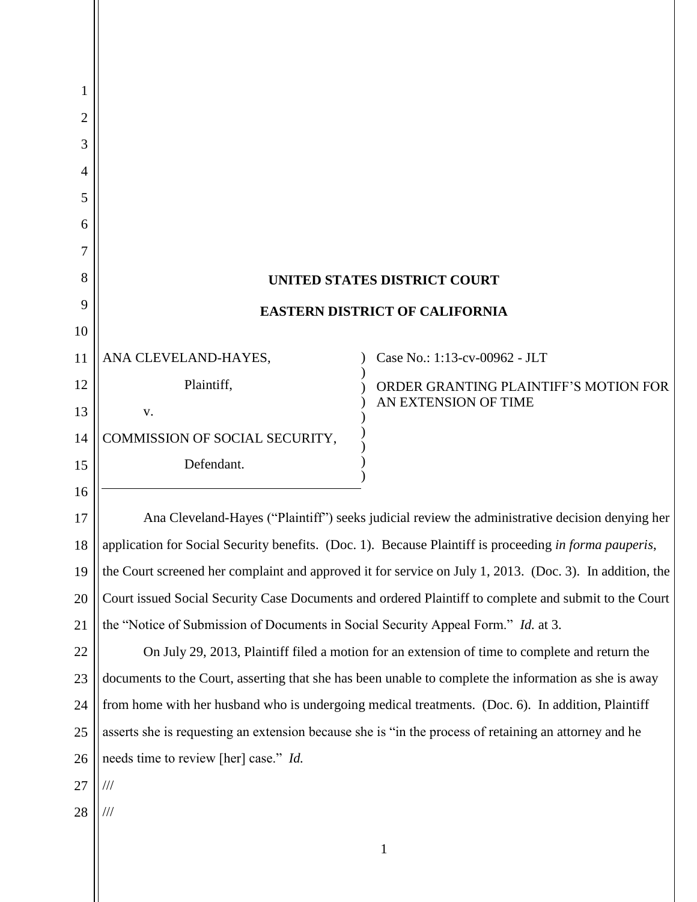UNITED STATES DISTRICT COURT

EASTERN DISTRICT OF CALIFORNIA

| | | |
|---|---|---|
| ANA CLEVELAND-HAYES, Plaintiff, v. COMMISSION OF SOCIAL SECURITY, Defendant. | ) ) ) ) ) ) ) ) ) | Case No.: 1:13-cv-00962 - JLT ORDER GRANTING PLAINTIFF'S MOTION FOR AN EXTENSION OF TIME |

Ana Cleveland-Hayes ("Plaintiff") seeks judicial review the administrative decision denying her application for Social Security benefits. (Doc. 1). Because Plaintiff is proceeding *in forma pauperis*, the Court screened her complaint and approved it for service on July 1, 2013. (Doc. 3). In addition, the Court issued Social Security Case Documents and ordered Plaintiff to complete and submit to the Court the "Notice of Submission of Documents in Social Security Appeal Form." *Id.* at 3.

On July 29, 2013, Plaintiff filed a motion for an extension of time to complete and return the documents to the Court, asserting that she has been unable to complete the information as she is away from home with her husband who is undergoing medical treatments. (Doc. 6). In addition, Plaintiff asserts she is requesting an extension because she is "in the process of retaining an attorney and he needs time to review [her] case." *Id.*

///

///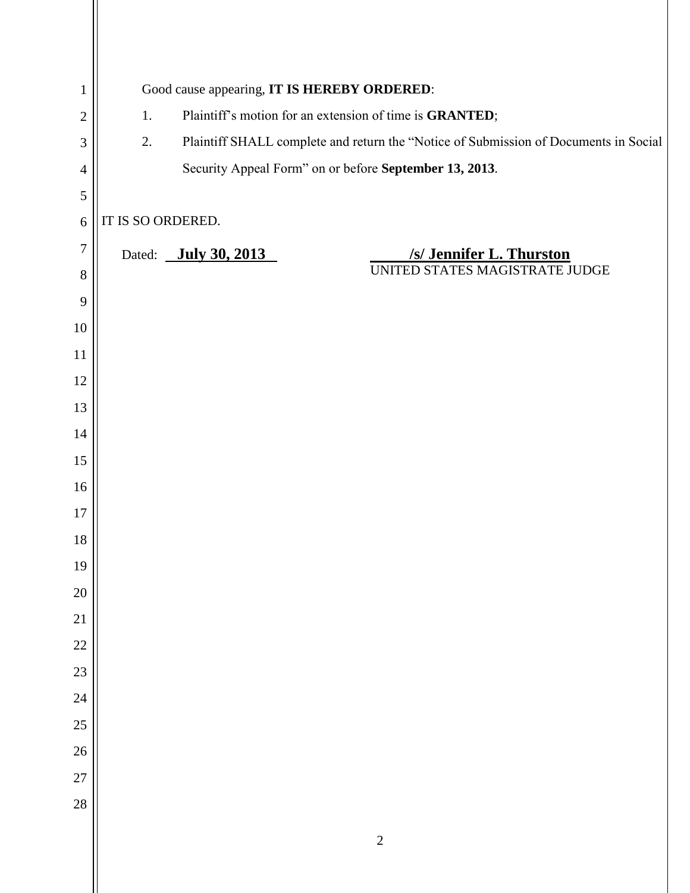Good cause appearing, **IT IS HEREBY ORDERED**:

1. Plaintiff's motion for an extension of time is **GRANTED**;
2. Plaintiff SHALL complete and return the "Notice of Submission of Documents in Social Security Appeal Form" on or before **September 13, 2013**.

IT IS SO ORDERED.

Dated: **July 30, 2013**

**/s/ Jennifer L. Thurston**
UNITED STATES MAGISTRATE JUDGE